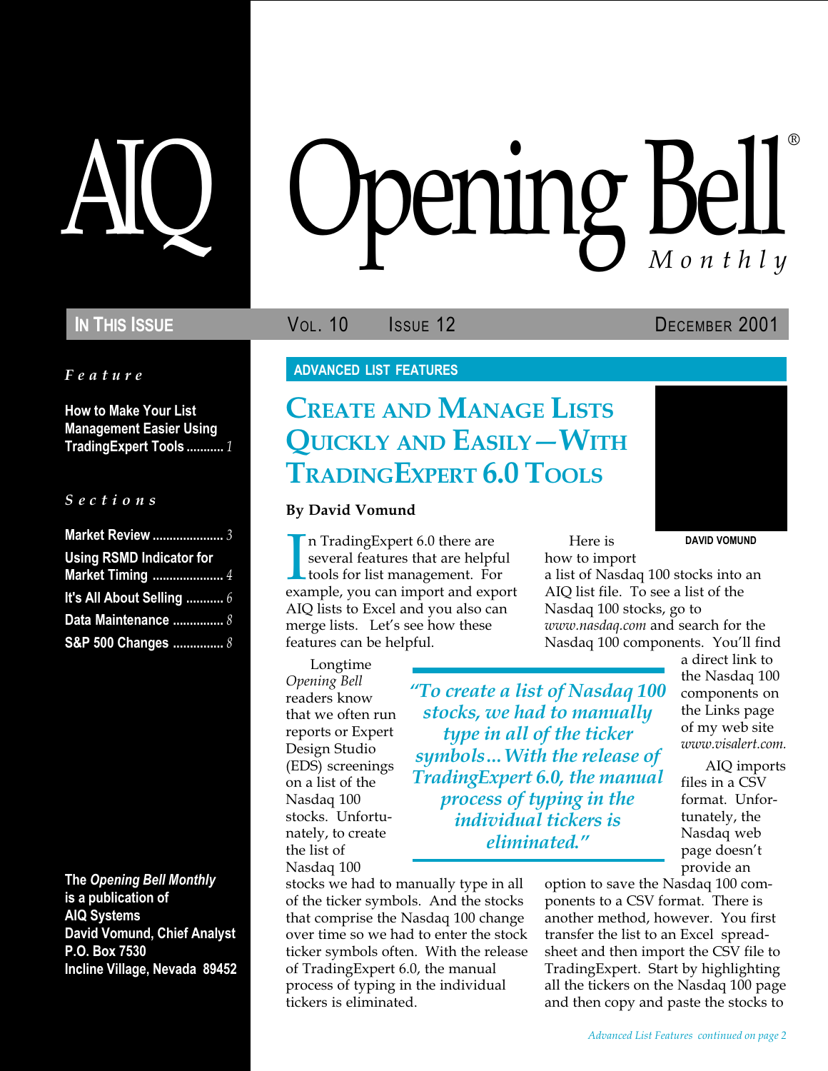# AIQ Opening Bell Monthly

**In This Issue** — Vol. 10 Issue 12 — December 2001

*Feature*

**How to Make Your List Management Easier Using TradingExpert Tools** ........... 1

*Sections*

**Market Review** ..................... 3

**Using RSMD Indicator for Market Timing** ..................... 4

**It's All About Selling** ........... 6

**Data Maintenance** ............... 8

**S&P 500 Changes** ............... 8

**ADVANCED LIST FEATURES**

## Create and Manage Lists Quickly and Easily—With TradingExpert 6.0 Tools

**By David Vomund**

DAVID VOMUND

In TradingExpert 6.0 there are several features that are helpful tools for list management. For example, you can import and export AIQ lists to Excel and you also can merge lists. Let's see how these features can be helpful.

Longtime *Opening Bell* readers know that we often run reports or Expert Design Studio (EDS) screenings on a list of the Nasdaq 100 stocks. Unfortunately, to create the list of Nasdaq 100 stocks we had to manually type in all of the ticker symbols. And the stocks that comprise the Nasdaq 100 change over time so we had to enter the stock ticker symbols often. With the release of TradingExpert 6.0, the manual process of typing in the individual tickers is eliminated.

> *"To create a list of Nasdaq 100 stocks, we had to manually type in all of the ticker symbols...With the release of TradingExpert 6.0, the manual process of typing in the individual tickers is eliminated."*

Here is how to import a list of Nasdaq 100 stocks into an AIQ list file. To see a list of the Nasdaq 100 stocks, go to *www.nasdaq.com* and search for the Nasdaq 100 components. You'll find a direct link to the Nasdaq 100 components on the Links page of my web site *www.visalert.com.*

AIQ imports files in a CSV format. Unfortunately, the Nasdaq web page doesn't provide an option to save the Nasdaq 100 components to a CSV format. There is another method, however. You first transfer the list to an Excel spreadsheet and then import the CSV file to TradingExpert. Start by highlighting all the tickers on the Nasdaq 100 page and then copy and paste the stocks to

*Advanced List Features continued on page 2*

**The *Opening Bell Monthly* is a publication of AIQ Systems**
**David Vomund, Chief Analyst**
**P.O. Box 7530**
**Incline Village, Nevada 89452**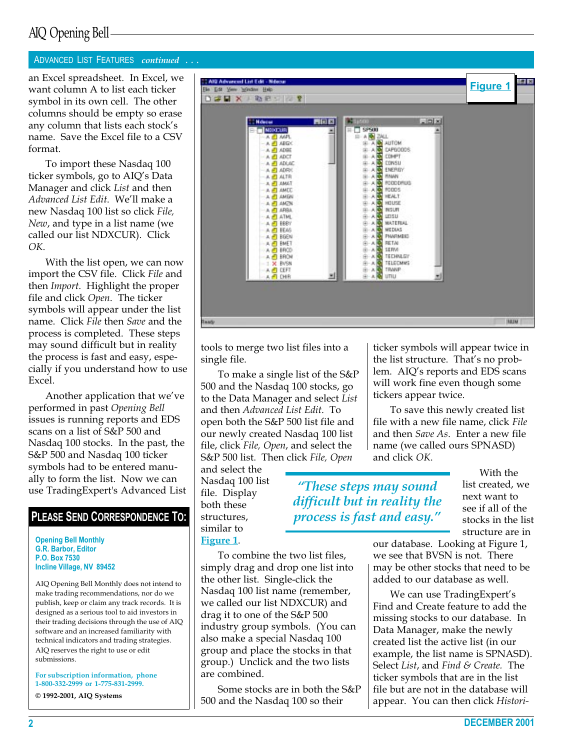## ADVANCED LIST FEATURES *continued . . .*

an Excel spreadsheet. In Excel, we want column A to list each ticker symbol in its own cell. The other columns should be empty so erase any column that lists each stock's name. Save the Excel file to a CSV format.

To import these Nasdaq 100 ticker symbols, go to AIQ's Data Manager and click *List* and then *Advanced List Edit*. We'll make a new Nasdaq 100 list so click *File, New*, and type in a list name (we called our list NDXCUR). Click *OK*.

With the list open, we can now import the CSV file. Click *File* and then *Import*. Highlight the proper file and click *Open*. The ticker symbols will appear under the list name. Click *File* then *Save* and the process is completed. These steps may sound difficult but in reality the process is fast and easy, especially if you understand how to use Excel.

Another application that we've performed in past *Opening Bell* issues is running reports and EDS scans on a list of S&P 500 and Nasdaq 100 stocks. In the past, the S&P 500 and Nasdaq 100 ticker symbols had to be entered manually to form the list. Now we can use TradingExpert's Advanced List tools to merge two list files into a single file.

Figure 1

To make a single list of the S&P 500 and the Nasdaq 100 stocks, go to the Data Manager and select *List* and then *Advanced List Edit*. To open both the S&P 500 list file and our newly created Nasdaq 100 list file, click *File, Open*, and select the S&P 500 list. Then click *File, Open* and select the Nasdaq 100 list file. Display both these structures, similar to Figure 1.

To combine the two list files, simply drag and drop one list into the other list. Single-click the Nasdaq 100 list name (remember, we called our list NDXCUR) and drag it to one of the S&P 500 industry group symbols. (You can also make a special Nasdaq 100 group and place the stocks in that group.) Unclick and the two lists are combined.

Some stocks are in both the S&P 500 and the Nasdaq 100 so their ticker symbols will appear twice in the list structure. That's no problem. AIQ's reports and EDS scans will work fine even though some tickers appear twice.

To save this newly created list file with a new file name, click *File* and then *Save As*. Enter a new file name (we called ours SPNASD) and click *OK*.

> *"These steps may sound difficult but in reality the process is fast and easy."*

With the list created, we next want to see if all of the stocks in the list structure are in our database. Looking at Figure 1, we see that BVSN is not. There may be other stocks that need to be added to our database as well.

We can use TradingExpert's Find and Create feature to add the missing stocks to our database. In Data Manager, make the newly created list the active list (in our example, the list name is SPNASD). Select *List*, and *Find & Create*. The ticker symbols that are in the list file but are not in the database will appear. You can then click *Histori-*

## PLEASE SEND CORRESPONDENCE TO:

**Opening Bell Monthly**
**G.R. Barbor, Editor**
**P.O. Box 7530**
**Incline Village, NV 89452**

AIQ Opening Bell Monthly does not intend to make trading recommendations, nor do we publish, keep or claim any track records. It is designed as a serious tool to aid investors in their trading decisions through the use of AIQ software and an increased familiarity with technical indicators and trading strategies. AIQ reserves the right to use or edit submissions.

For subscription information, phone 1-800-332-2999 or 1-775-831-2999.

© 1992-2001, AIQ Systems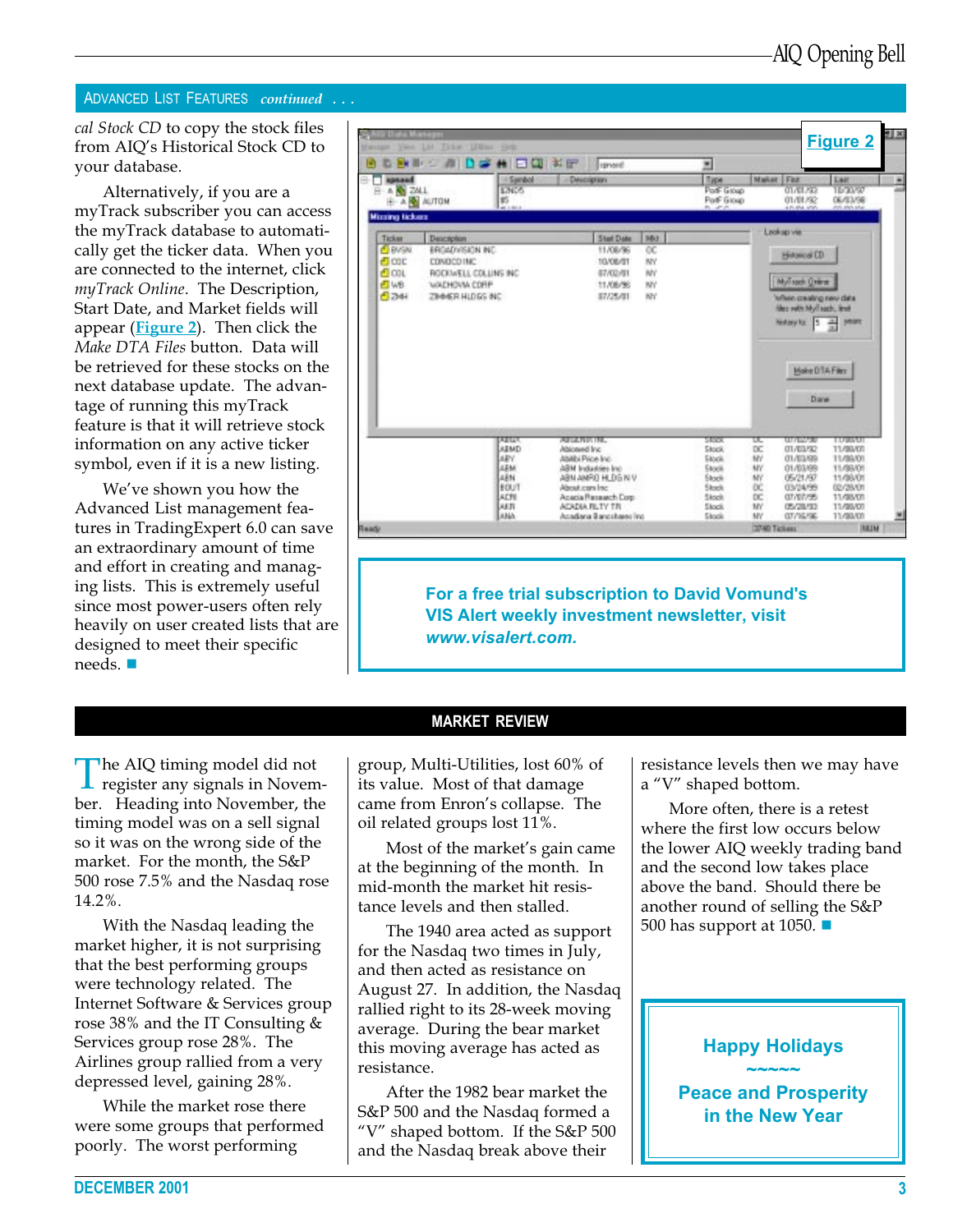ADVANCED LIST FEATURES *continued . . .*

*cal Stock CD* to copy the stock files from AIQ's Historical Stock CD to your database.

Alternatively, if you are a myTrack subscriber you can access the myTrack database to automatically get the ticker data. When you are connected to the internet, click *myTrack Online*. The Description, Start Date, and Market fields will appear (Figure 2). Then click the *Make DTA Files* button. Data will be retrieved for these stocks on the next database update. The advantage of running this myTrack feature is that it will retrieve stock information on any active ticker symbol, even if it is a new listing.

We've shown you how the Advanced List management features in TradingExpert 6.0 can save an extraordinary amount of time and effort in creating and managing lists. This is extremely useful since most power-users often rely heavily on user created lists that are designed to meet their specific needs. ■

Figure 2

**For a free trial subscription to David Vomund's VIS Alert weekly investment newsletter, visit *www.visalert.com.***

## MARKET REVIEW

The AIQ timing model did not register any signals in November. Heading into November, the timing model was on a sell signal so it was on the wrong side of the market. For the month, the S&P 500 rose 7.5% and the Nasdaq rose 14.2%.

With the Nasdaq leading the market higher, it is not surprising that the best performing groups were technology related. The Internet Software & Services group rose 38% and the IT Consulting & Services group rose 28%. The Airlines group rallied from a very depressed level, gaining 28%.

While the market rose there were some groups that performed poorly. The worst performing group, Multi-Utilities, lost 60% of its value. Most of that damage came from Enron's collapse. The oil related groups lost 11%.

Most of the market's gain came at the beginning of the month. In mid-month the market hit resistance levels and then stalled.

The 1940 area acted as support for the Nasdaq two times in July, and then acted as resistance on August 27. In addition, the Nasdaq rallied right to its 28-week moving average. During the bear market this moving average has acted as resistance.

After the 1982 bear market the S&P 500 and the Nasdaq formed a "V" shaped bottom. If the S&P 500 and the Nasdaq break above their resistance levels then we may have a "V" shaped bottom.

More often, there is a retest where the first low occurs below the lower AIQ weekly trading band and the second low takes place above the band. Should there be another round of selling the S&P 500 has support at 1050. ■

**Happy Holidays**

**~~~~~**

**Peace and Prosperity in the New Year**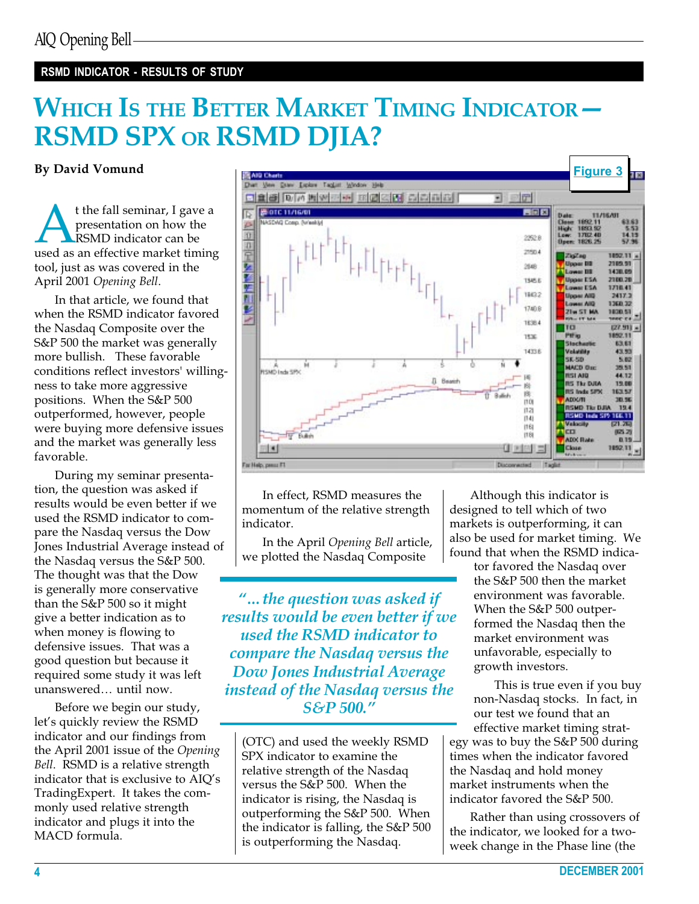RSMD INDICATOR - RESULTS OF STUDY

# WHICH IS THE BETTER MARKET TIMING INDICATOR — RSMD SPX OR RSMD DJIA?

**By David Vomund**

At the fall seminar, I gave a presentation on how the RSMD indicator can be used as an effective market timing tool, just as was covered in the April 2001 *Opening Bell*.

In that article, we found that when the RSMD indicator favored the Nasdaq Composite over the S&P 500 the market was generally more bullish. These favorable conditions reflect investors' willingness to take more aggressive positions. When the S&P 500 outperformed, however, people were buying more defensive issues and the market was generally less favorable.

During my seminar presentation, the question was asked if results would be even better if we used the RSMD indicator to compare the Nasdaq versus the Dow Jones Industrial Average instead of the Nasdaq versus the S&P 500. The thought was that the Dow is generally more conservative than the S&P 500 so it might give a better indication as to when money is flowing to defensive issues. That was a good question but because it required some study it was left unanswered… until now.

Before we begin our study, let's quickly review the RSMD indicator and our findings from the April 2001 issue of the *Opening Bell*. RSMD is a relative strength indicator that is exclusive to AIQ's TradingExpert. It takes the commonly used relative strength indicator and plugs it into the MACD formula.

**Figure 3**

In effect, RSMD measures the momentum of the relative strength indicator.

In the April *Opening Bell* article, we plotted the Nasdaq Composite (OTC) and used the weekly RSMD SPX indicator to examine the relative strength of the Nasdaq versus the S&P 500. When the indicator is rising, the Nasdaq is outperforming the S&P 500. When the indicator is falling, the S&P 500 is outperforming the Nasdaq.

> *"…the question was asked if results would be even better if we used the RSMD indicator to compare the Nasdaq versus the Dow Jones Industrial Average instead of the Nasdaq versus the S&P 500."*

Although this indicator is designed to tell which of two markets is outperforming, it can also be used for market timing. We found that when the RSMD indicator favored the Nasdaq over the S&P 500 then the market environment was favorable. When the S&P 500 outperformed the Nasdaq then the market environment was unfavorable, especially to growth investors.

This is true even if you buy non-Nasdaq stocks. In fact, in our test we found that an effective market timing strategy was to buy the S&P 500 during times when the indicator favored the Nasdaq and hold money market instruments when the indicator favored the S&P 500.

Rather than using crossovers of the indicator, we looked for a two-week change in the Phase line (the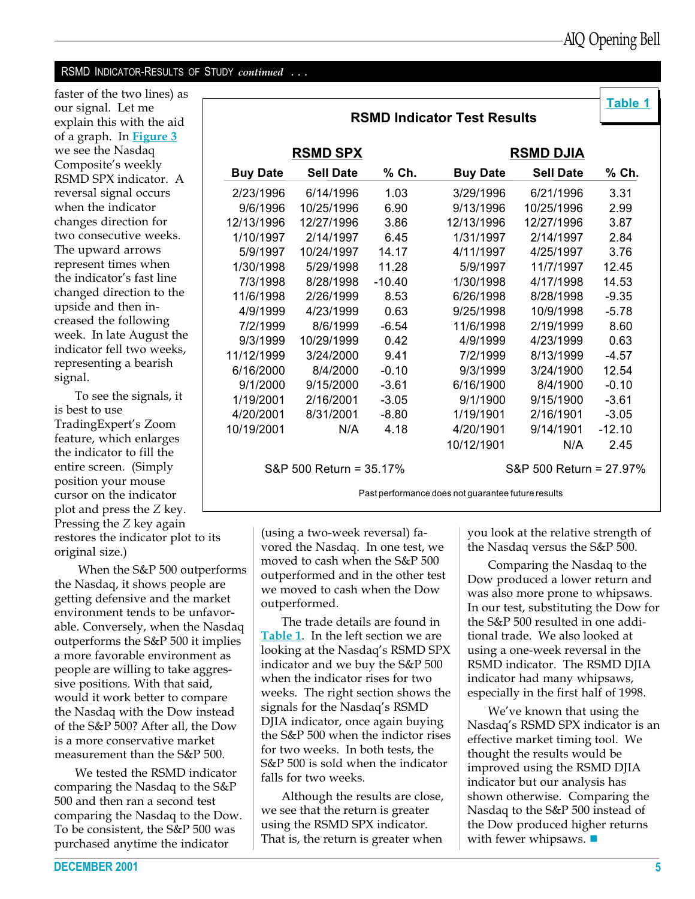## RSMD INDICATOR-RESULTS OF STUDY *continued . . .*

faster of the two lines) as our signal. Let me explain this with the aid of a graph. In **Figure 3** we see the Nasdaq Composite's weekly RSMD SPX indicator. A reversal signal occurs when the indicator changes direction for two consecutive weeks. The upward arrows represent times when the indicator's fast line changed direction to the upside and then increased the following week. In late August the indicator fell two weeks, representing a bearish signal.

To see the signals, it is best to use TradingExpert's Zoom feature, which enlarges the indicator to fill the entire screen. (Simply position your mouse cursor on the indicator plot and press the Z key. Pressing the Z key again restores the indicator plot to its original size.)

When the S&P 500 outperforms the Nasdaq, it shows people are getting defensive and the market environment tends to be unfavorable. Conversely, when the Nasdaq outperforms the S&P 500 it implies a more favorable environment as people are willing to take aggressive positions. With that said, would it work better to compare the Nasdaq with the Dow instead of the S&P 500? After all, the Dow is a more conservative market measurement than the S&P 500.

We tested the RSMD indicator comparing the Nasdaq to the S&P 500 and then ran a second test comparing the Nasdaq to the Dow. To be consistent, the S&P 500 was purchased anytime the indicator (using a two-week reversal) favored the Nasdaq. In one test, we moved to cash when the S&P 500 outperformed and in the other test we moved to cash when the Dow outperformed.

The trade details are found in **Table 1**. In the left section we are looking at the Nasdaq's RSMD SPX indicator and we buy the S&P 500 when the indicator rises for two weeks. The right section shows the signals for the Nasdaq's RSMD DJIA indicator, once again buying the S&P 500 when the indictor rises for two weeks. In both tests, the S&P 500 is sold when the indicator falls for two weeks.

Although the results are close, we see that the return is greater using the RSMD SPX indicator. That is, the return is greater when you look at the relative strength of the Nasdaq versus the S&P 500.

Comparing the Nasdaq to the Dow produced a lower return and was also more prone to whipsaws. In our test, substituting the Dow for the S&P 500 resulted in one additional trade. We also looked at using a one-week reversal in the RSMD indicator. The RSMD DJIA indicator had many whipsaws, especially in the first half of 1998.

We've known that using the Nasdaq's RSMD SPX indicator is an effective market timing tool. We thought the results would be improved using the RSMD DJIA indicator but our analysis has shown otherwise. Comparing the Nasdaq to the S&P 500 instead of the Dow produced higher returns with fewer whipsaws. ■

**Table 1**

**RSMD Indicator Test Results**

| RSMD SPX | | | RSMD DJIA | | |
|---|---|---|---|---|---|
| **Buy Date** | **Sell Date** | **% Ch.** | **Buy Date** | **Sell Date** | **% Ch.** |
| 2/23/1996 | 6/14/1996 | 1.03 | 3/29/1996 | 6/21/1996 | 3.31 |
| 9/6/1996 | 10/25/1996 | 6.90 | 9/13/1996 | 10/25/1996 | 2.99 |
| 12/13/1996 | 12/27/1996 | 3.86 | 12/13/1996 | 12/27/1996 | 3.87 |
| 1/10/1997 | 2/14/1997 | 6.45 | 1/31/1997 | 2/14/1997 | 2.84 |
| 5/9/1997 | 10/24/1997 | 14.17 | 4/11/1997 | 4/25/1997 | 3.76 |
| 1/30/1998 | 5/29/1998 | 11.28 | 5/9/1997 | 11/7/1997 | 12.45 |
| 7/3/1998 | 8/28/1998 | -10.40 | 1/30/1998 | 4/17/1998 | 14.53 |
| 11/6/1998 | 2/26/1999 | 8.53 | 6/26/1998 | 8/28/1998 | -9.35 |
| 4/9/1999 | 4/23/1999 | 0.63 | 9/25/1998 | 10/9/1998 | -5.78 |
| 7/2/1999 | 8/6/1999 | -6.54 | 11/6/1998 | 2/19/1999 | 8.60 |
| 9/3/1999 | 10/29/1999 | 0.42 | 4/9/1999 | 4/23/1999 | 0.63 |
| 11/12/1999 | 3/24/2000 | 9.41 | 7/2/1999 | 8/13/1999 | -4.57 |
| 6/16/2000 | 8/4/2000 | -0.10 | 9/3/1999 | 3/24/1900 | 12.54 |
| 9/1/2000 | 9/15/2000 | -3.61 | 6/16/1900 | 8/4/1900 | -0.10 |
| 1/19/2001 | 2/16/2001 | -3.05 | 9/1/1900 | 9/15/1900 | -3.61 |
| 4/20/2001 | 8/31/2001 | -8.80 | 1/19/1901 | 2/16/1901 | -3.05 |
| 10/19/2001 | N/A | 4.18 | 4/20/1901 | 9/14/1901 | -12.10 |
| | | | 10/12/1901 | N/A | 2.45 |
| S&P 500 Return = 35.17% | | | S&P 500 Return = 27.97% | | |

Past performance does not guarantee future results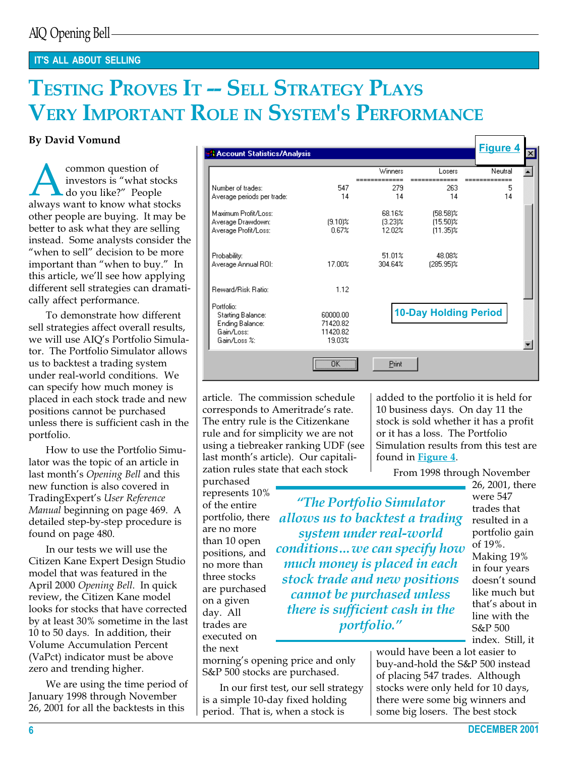IT'S ALL ABOUT SELLING

# Testing Proves It -- Sell Strategy Plays Very Important Role in System's Performance

**By David Vomund**

A common question of investors is "what stocks do you like?" People always want to know what stocks other people are buying. It may be better to ask what they are selling instead. Some analysts consider the "when to sell" decision to be more important than "when to buy." In this article, we'll see how applying different sell strategies can dramatically affect performance.

To demonstrate how different sell strategies affect overall results, we will use AIQ's Portfolio Simulator. The Portfolio Simulator allows us to backtest a trading system under real-world conditions. We can specify how much money is placed in each stock trade and new positions cannot be purchased unless there is sufficient cash in the portfolio.

How to use the Portfolio Simulator was the topic of an article in last month's *Opening Bell* and this new function is also covered in TradingExpert's *User Reference Manual* beginning on page 469. A detailed step-by-step procedure is found on page 480.

In our tests we will use the Citizen Kane Expert Design Studio model that was featured in the April 2000 *Opening Bell*. In quick review, the Citizen Kane model looks for stocks that have corrected by at least 30% sometime in the last 10 to 50 days. In addition, their Volume Accumulation Percent (VaPct) indicator must be above zero and trending higher.

We are using the time period of January 1998 through November 26, 2001 for all the backtests in this article. The commission schedule corresponds to Ameritrade's rate. The entry rule is the Citizenkane rule and for simplicity we are not using a tiebreaker ranking UDF (see last month's article). Our capitalization rules state that each stock purchased represents 10% of the entire portfolio, there are no more than 10 open positions, and no more than three stocks are purchased on a given day. All trades are executed on the next morning's opening price and only S&P 500 stocks are purchased.

**Figure 4**

Account Statistics/Analysis — 10-Day Holding Period

| | | Winners | Losers | Neutral |
|---|---|---|---|---|
| Number of trades: | 547 | 279 | 263 | 5 |
| Average periods per trade: | 14 | 14 | 14 | 14 |
| Maximum Profit/Loss: | | 68.16% | (58.58)% | |
| Average Drawdown: | (9.10)% | (3.23)% | (15.50)% | |
| Average Profit/Loss: | 0.67% | 12.02% | (11.35)% | |
| Probability: | | 51.01% | 48.08% | |
| Average Annual ROI: | 17.00% | 304.64% | (285.95)% | |
| Reward/Risk Ratio: | 1.12 | | | |
| Portfolio: | | | | |
| Starting Balance: | 60000.00 | | | |
| Ending Balance: | 71420.82 | | | |
| Gain/Loss: | 11420.82 | | | |
| Gain/Loss %: | 19.03% | | | |

> *"The Portfolio Simulator allows us to backtest a trading system under real-world conditions...we can specify how much money is placed in each stock trade and new positions cannot be purchased unless there is sufficient cash in the portfolio."*

In our first test, our sell strategy is a simple 10-day fixed holding period. That is, when a stock is added to the portfolio it is held for 10 business days. On day 11 the stock is sold whether it has a profit or it has a loss. The Portfolio Simulation results from this test are found in Figure 4.

From 1998 through November 26, 2001, there were 547 trades that resulted in a portfolio gain of 19%. Making 19% in four years doesn't sound like much but that's about in line with the S&P 500 index. Still, it would have been a lot easier to buy-and-hold the S&P 500 instead of placing 547 trades. Although stocks were only held for 10 days, there were some big winners and some big losers. The best stock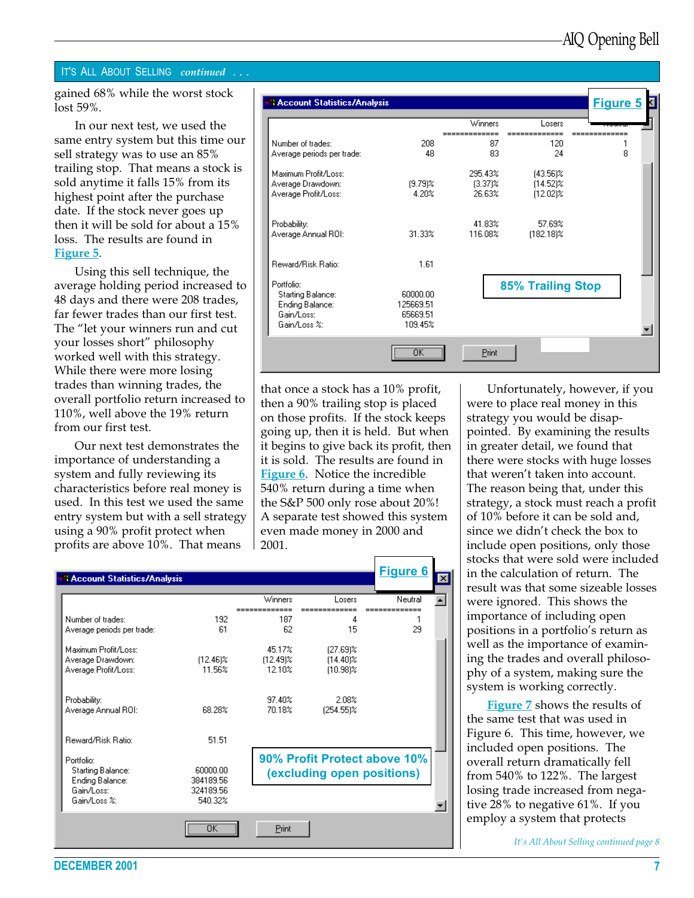## IT'S ALL ABOUT SELLING *continued . . .*

gained 68% while the worst stock lost 59%.

In our next test, we used the same entry system but this time our sell strategy was to use an 85% trailing stop. That means a stock is sold anytime it falls 15% from its highest point after the purchase date. If the stock never goes up then it will be sold for about a 15% loss. The results are found in Figure 5.

Using this sell technique, the average holding period increased to 48 days and there were 208 trades, far fewer trades than our first test. The "let your winners run and cut your losses short" philosophy worked well with this strategy. While there were more losing trades than winning trades, the overall portfolio return increased to 110%, well above the 19% return from our first test.

Our next test demonstrates the importance of understanding a system and fully reviewing its characteristics before real money is used. In this test we used the same entry system but with a sell strategy using a 90% profit protect when profits are above 10%. That means that once a stock has a 10% profit, then a 90% trailing stop is placed on those profits. If the stock keeps going up, then it is held. But when it begins to give back its profit, then it is sold. The results are found in Figure 6. Notice the incredible 540% return during a time when the S&P 500 only rose about 20%! A separate test showed this system even made money in 2000 and 2001.

**Figure 5** — Account Statistics/Analysis — 85% Trailing Stop

| | | Winners | Losers | Neutral |
|---|---|---|---|---|
| Number of trades: | 208 | 87 | 120 | 1 |
| Average periods per trade: | 48 | 83 | 24 | 8 |
| Maximum Profit/Loss: | | 295.43% | (43.56)% | |
| Average Drawdown: | (9.79)% | (3.37)% | (14.52)% | |
| Average Profit/Loss: | 4.20% | 26.63% | (12.02)% | |
| Probability: | | 41.83% | 57.69% | |
| Average Annual ROI: | 31.33% | 116.08% | (182.18)% | |
| Reward/Risk Ratio: | 1.61 | | | |
| Portfolio: | | | | |
| Starting Balance: | 60000.00 | | | |
| Ending Balance: | 125669.51 | | | |
| Gain/Loss: | 65669.51 | | | |
| Gain/Loss %: | 109.45% | | | |

**Figure 6** — Account Statistics/Analysis — 90% Profit Protect above 10% (excluding open positions)

| | | Winners | Losers | Neutral |
|---|---|---|---|---|
| Number of trades: | 192 | 187 | 4 | 1 |
| Average periods per trade: | 61 | 62 | 15 | 29 |
| Maximum Profit/Loss: | | 45.17% | (27.69)% | |
| Average Drawdown: | (12.46)% | (12.49)% | (14.40)% | |
| Average Profit/Loss: | 11.56% | 12.10% | (10.98)% | |
| Probability: | | 97.40% | 2.08% | |
| Average Annual ROI: | 68.28% | 70.18% | (254.55)% | |
| Reward/Risk Ratio: | 51.51 | | | |
| Portfolio: | | | | |
| Starting Balance: | 60000.00 | | | |
| Ending Balance: | 384189.56 | | | |
| Gain/Loss: | 324189.56 | | | |
| Gain/Loss %: | 540.32% | | | |

Unfortunately, however, if you were to place real money in this strategy you would be disappointed. By examining the results in greater detail, we found that there were stocks with huge losses that weren't taken into account. The reason being that, under this strategy, a stock must reach a profit of 10% before it can be sold and, since we didn't check the box to include open positions, only those stocks that were sold were included in the calculation of return. The result was that some sizeable losses were ignored. This shows the importance of including open positions in a portfolio's return as well as the importance of examining the trades and overall philosophy of a system, making sure the system is working correctly.

Figure 7 shows the results of the same test that was used in Figure 6. This time, however, we included open positions. The overall return dramatically fell from 540% to 122%. The largest losing trade increased from negative 28% to negative 61%. If you employ a system that protects

*It's All About Selling continued page 8*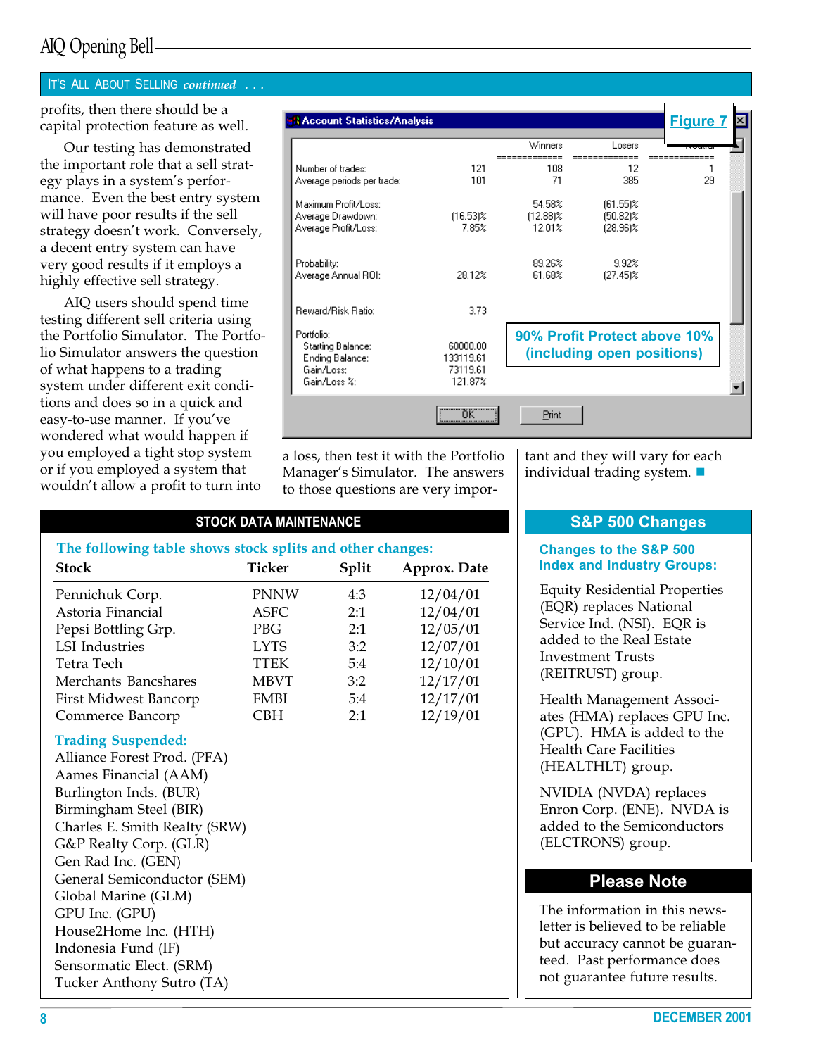## IT'S ALL ABOUT SELLING *continued* . . .

profits, then there should be a capital protection feature as well.

Our testing has demonstrated the important role that a sell strategy plays in a system's performance. Even the best entry system will have poor results if the sell strategy doesn't work. Conversely, a decent entry system can have very good results if it employs a highly effective sell strategy.

AIQ users should spend time testing different sell criteria using the Portfolio Simulator. The Portfolio Simulator answers the question of what happens to a trading system under different exit conditions and does so in a quick and easy-to-use manner. If you've wondered what would happen if you employed a tight stop system or if you employed a system that wouldn't allow a profit to turn into a loss, then test it with the Portfolio Manager's Simulator. The answers to those questions are very important and they will vary for each individual trading system. ■

**Figure 7**

Account Statistics/Analysis

| | | Winners | Losers | Neutral |
|---|---|---|---|---|
| Number of trades: | 121 | 108 | 12 | 1 |
| Average periods per trade: | 101 | 71 | 385 | 29 |
| Maximum Profit/Loss: | | 54.58% | (61.55)% | |
| Average Drawdown: | (16.53)% | (12.88)% | (50.82)% | |
| Average Profit/Loss: | 7.85% | 12.01% | (28.96)% | |
| Probability: | | 89.26% | 9.92% | |
| Average Annual ROI: | 28.12% | 61.68% | (27.45)% | |
| Reward/Risk Ratio: | 3.73 | | | |
| Portfolio: | | | | |
| Starting Balance: | 60000.00 | | | |
| Ending Balance: | 133119.61 | | | |
| Gain/Loss: | 73119.61 | | | |
| Gain/Loss %: | 121.87% | | | |

90% Profit Protect above 10% (including open positions)

OK Print

## STOCK DATA MAINTENANCE

The following table shows stock splits and other changes:

| Stock | Ticker | Split | Approx. Date |
|---|---|---|---|
| Pennichuk Corp. | PNNW | 4:3 | 12/04/01 |
| Astoria Financial | ASFC | 2:1 | 12/04/01 |
| Pepsi Bottling Grp. | PBG | 2:1 | 12/05/01 |
| LSI Industries | LYTS | 3:2 | 12/07/01 |
| Tetra Tech | TTEK | 5:4 | 12/10/01 |
| Merchants Bancshares | MBVT | 3:2 | 12/17/01 |
| First Midwest Bancorp | FMBI | 5:4 | 12/17/01 |
| Commerce Bancorp | CBH | 2:1 | 12/19/01 |

**Trading Suspended:**

Alliance Forest Prod. (PFA)
Aames Financial (AAM)
Burlington Inds. (BUR)
Birmingham Steel (BIR)
Charles E. Smith Realty (SRW)
G&P Realty Corp. (GLR)
Gen Rad Inc. (GEN)
General Semiconductor (SEM)
Global Marine (GLM)
GPU Inc. (GPU)
House2Home Inc. (HTH)
Indonesia Fund (IF)
Sensormatic Elect. (SRM)
Tucker Anthony Sutro (TA)

## S&P 500 Changes

**Changes to the S&P 500 Index and Industry Groups:**

Equity Residential Properties (EQR) replaces National Service Ind. (NSI). EQR is added to the Real Estate Investment Trusts (REITRUST) group.

Health Management Associates (HMA) replaces GPU Inc. (GPU). HMA is added to the Health Care Facilities (HEALTHLT) group.

NVIDIA (NVDA) replaces Enron Corp. (ENE). NVDA is added to the Semiconductors (ELCTRONS) group.

## Please Note

The information in this newsletter is believed to be reliable but accuracy cannot be guaranteed. Past performance does not guarantee future results.